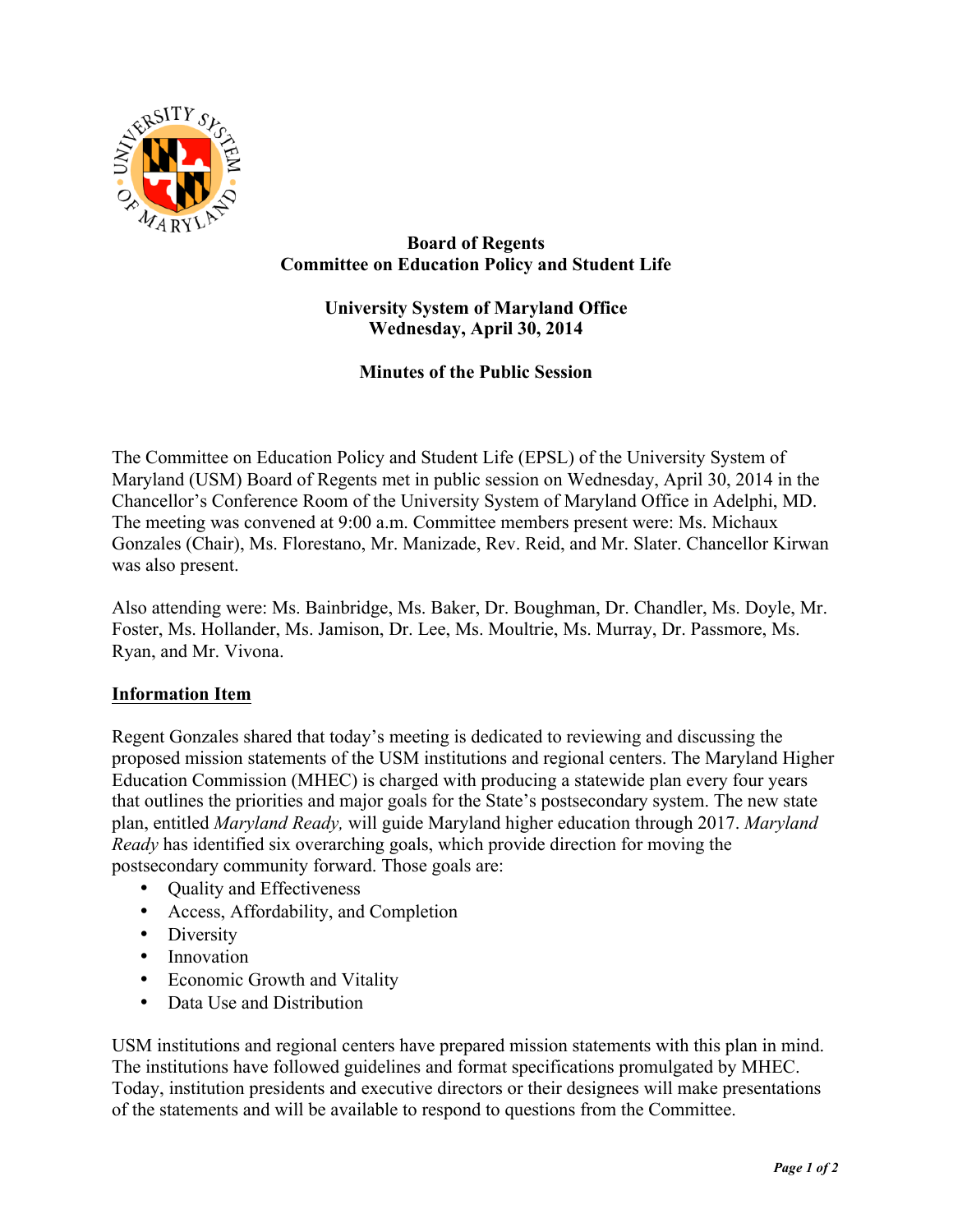**Board of Regents**
**Committee on Education Policy and Student Life**

**University System of Maryland Office**
**Wednesday, April 30, 2014**

**Minutes of the Public Session**

The Committee on Education Policy and Student Life (EPSL) of the University System of Maryland (USM) Board of Regents met in public session on Wednesday, April 30, 2014 in the Chancellor's Conference Room of the University System of Maryland Office in Adelphi, MD. The meeting was convened at 9:00 a.m. Committee members present were: Ms. Michaux Gonzales (Chair), Ms. Florestano, Mr. Manizade, Rev. Reid, and Mr. Slater. Chancellor Kirwan was also present.

Also attending were: Ms. Bainbridge, Ms. Baker, Dr. Boughman, Dr. Chandler, Ms. Doyle, Mr. Foster, Ms. Hollander, Ms. Jamison, Dr. Lee, Ms. Moultrie, Ms. Murray, Dr. Passmore, Ms. Ryan, and Mr. Vivona.

**Information Item**

Regent Gonzales shared that today's meeting is dedicated to reviewing and discussing the proposed mission statements of the USM institutions and regional centers. The Maryland Higher Education Commission (MHEC) is charged with producing a statewide plan every four years that outlines the priorities and major goals for the State's postsecondary system. The new state plan, entitled *Maryland Ready,* will guide Maryland higher education through 2017. *Maryland Ready* has identified six overarching goals, which provide direction for moving the postsecondary community forward. Those goals are:

- Quality and Effectiveness
- Access, Affordability, and Completion
- Diversity
- Innovation
- Economic Growth and Vitality
- Data Use and Distribution

USM institutions and regional centers have prepared mission statements with this plan in mind. The institutions have followed guidelines and format specifications promulgated by MHEC. Today, institution presidents and executive directors or their designees will make presentations of the statements and will be available to respond to questions from the Committee.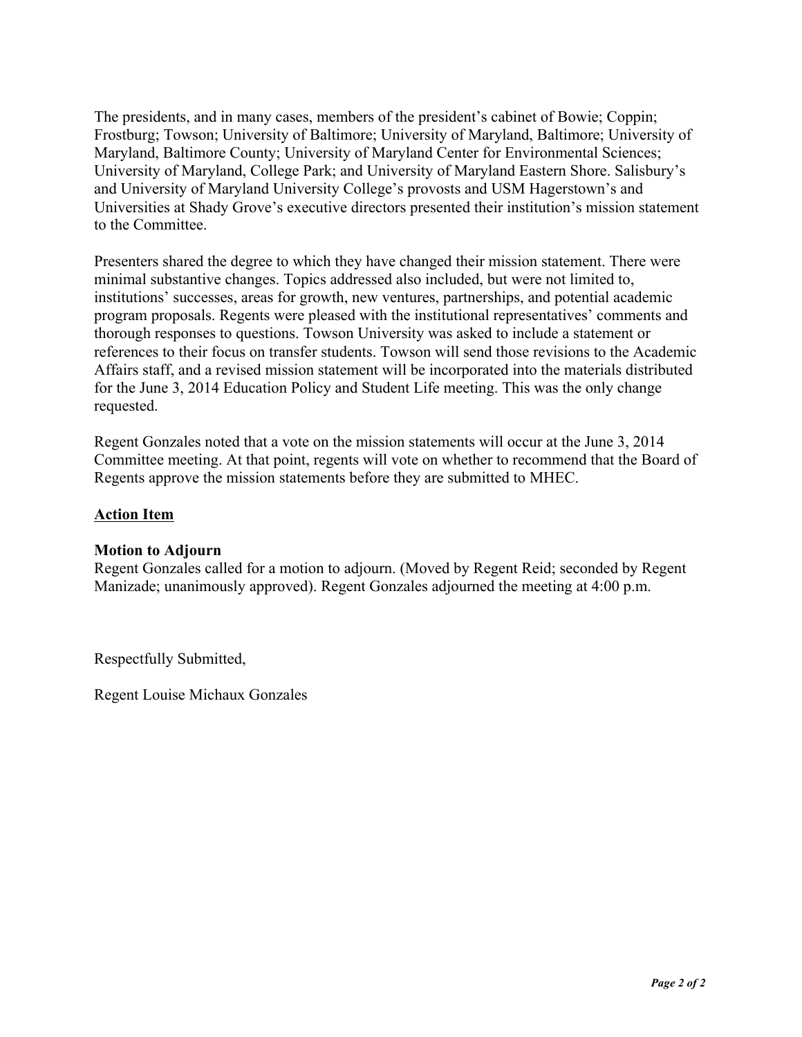The presidents, and in many cases, members of the president's cabinet of Bowie; Coppin; Frostburg; Towson; University of Baltimore; University of Maryland, Baltimore; University of Maryland, Baltimore County; University of Maryland Center for Environmental Sciences; University of Maryland, College Park; and University of Maryland Eastern Shore. Salisbury's and University of Maryland University College's provosts and USM Hagerstown's and Universities at Shady Grove's executive directors presented their institution's mission statement to the Committee.

Presenters shared the degree to which they have changed their mission statement. There were minimal substantive changes. Topics addressed also included, but were not limited to, institutions' successes, areas for growth, new ventures, partnerships, and potential academic program proposals. Regents were pleased with the institutional representatives' comments and thorough responses to questions. Towson University was asked to include a statement or references to their focus on transfer students. Towson will send those revisions to the Academic Affairs staff, and a revised mission statement will be incorporated into the materials distributed for the June 3, 2014 Education Policy and Student Life meeting. This was the only change requested.

Regent Gonzales noted that a vote on the mission statements will occur at the June 3, 2014 Committee meeting. At that point, regents will vote on whether to recommend that the Board of Regents approve the mission statements before they are submitted to MHEC.

## Action Item

**Motion to Adjourn**
Regent Gonzales called for a motion to adjourn. (Moved by Regent Reid; seconded by Regent Manizade; unanimously approved). Regent Gonzales adjourned the meeting at 4:00 p.m.

Respectfully Submitted,

Regent Louise Michaux Gonzales